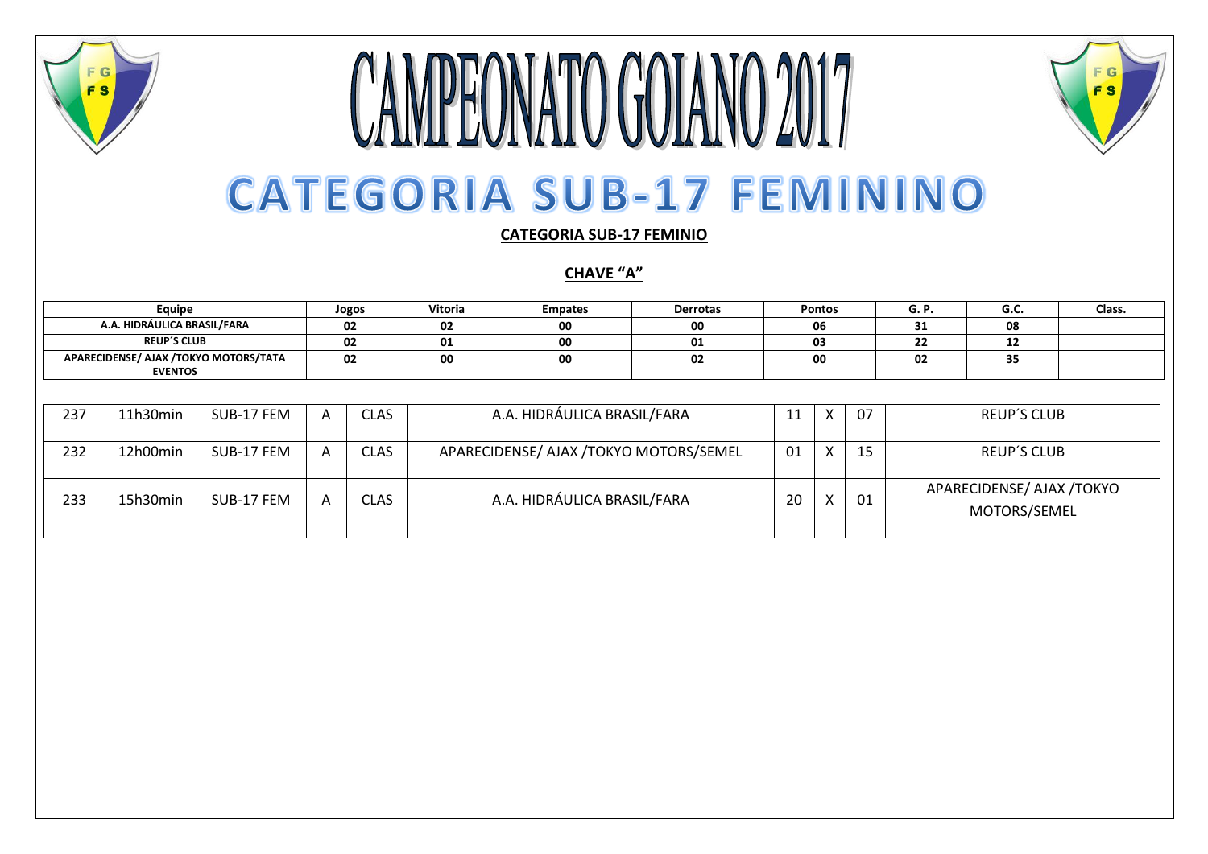# CAMPEONATO GOIANO 2017

## CATEGORIA SUB-17 FEMININO

**CATEGORIA SUB-17 FEMINIO**

**CHAVE "A"**

| Equipe | Jogos | Vitoria | Empates | Derrotas | Pontos | G. P. | G.C. | Class. |
|---|---|---|---|---|---|---|---|---|
| A.A. HIDRÁULICA BRASIL/FARA | 02 | 02 | 00 | 00 | 06 | 31 | 08 | |
| REUP´S CLUB | 02 | 01 | 00 | 01 | 03 | 22 | 12 | |
| APARECIDENSE/ AJAX /TOKYO MOTORS/TATA EVENTOS | 02 | 00 | 00 | 02 | 00 | 02 | 35 | |

| | | | | | | | | | |
|---|---|---|---|---|---|---|---|---|---|
| 237 | 11h30min | SUB-17 FEM | A | CLAS | A.A. HIDRÁULICA BRASIL/FARA | 11 | X | 07 | REUP´S CLUB |
| 232 | 12h00min | SUB-17 FEM | A | CLAS | APARECIDENSE/ AJAX /TOKYO MOTORS/SEMEL | 01 | X | 15 | REUP´S CLUB |
| 233 | 15h30min | SUB-17 FEM | A | CLAS | A.A. HIDRÁULICA BRASIL/FARA | 20 | X | 01 | APARECIDENSE/ AJAX /TOKYO MOTORS/SEMEL |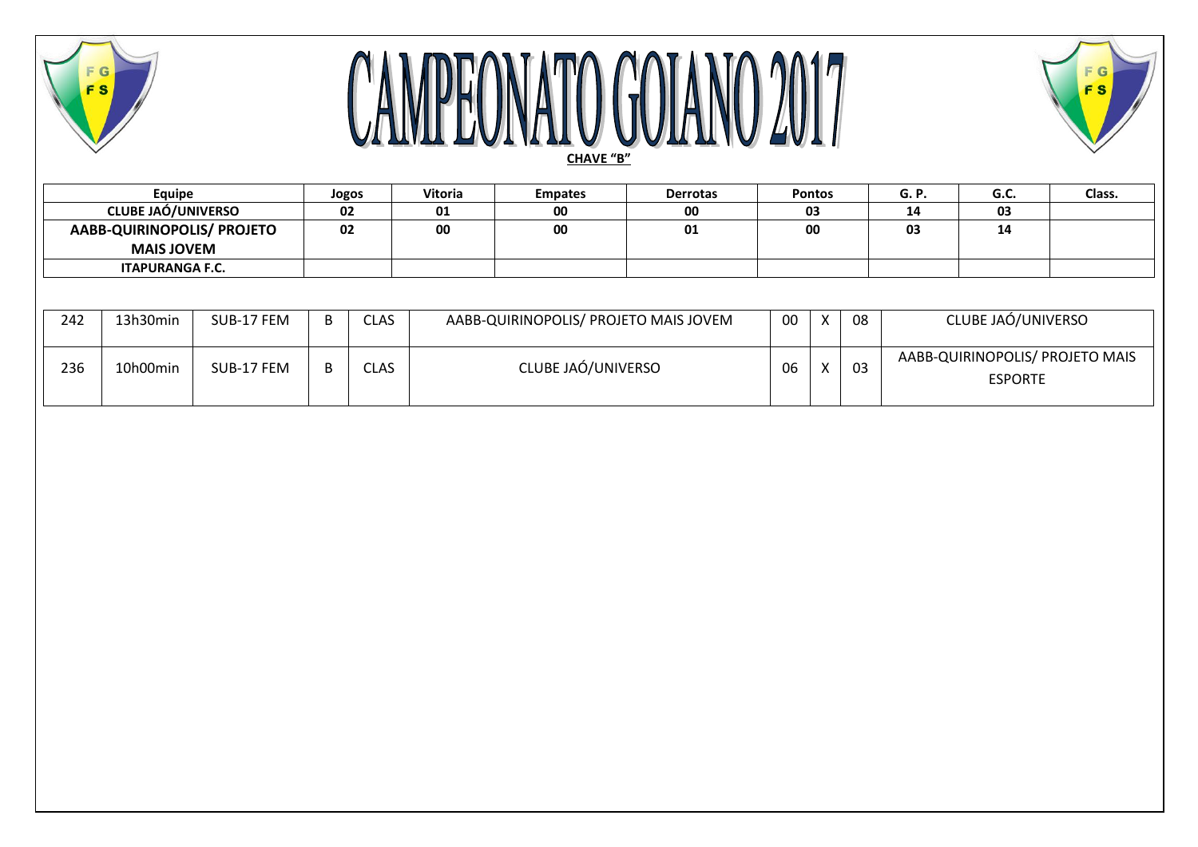# CAMPEONATO GOIANO 2017

**CHAVE "B"**

| Equipe | Jogos | Vitoria | Empates | Derrotas | Pontos | G. P. | G.C. | Class. |
|---|---|---|---|---|---|---|---|---|
| **CLUBE JAÓ/UNIVERSO** | **02** | **01** | **00** | **00** | **03** | **14** | **03** | |
| **AABB-QUIRINOPOLIS/ PROJETO MAIS JOVEM** | **02** | **00** | **00** | **01** | **00** | **03** | **14** | |
| **ITAPURANGA F.C.** | | | | | | | | |

| | | | | | | | | | |
|---|---|---|---|---|---|---|---|---|---|
| 242 | 13h30min | SUB-17 FEM | B | CLAS | AABB-QUIRINOPOLIS/ PROJETO MAIS JOVEM | 00 | X | 08 | CLUBE JAÓ/UNIVERSO |
| 236 | 10h00min | SUB-17 FEM | B | CLAS | CLUBE JAÓ/UNIVERSO | 06 | X | 03 | AABB-QUIRINOPOLIS/ PROJETO MAIS ESPORTE |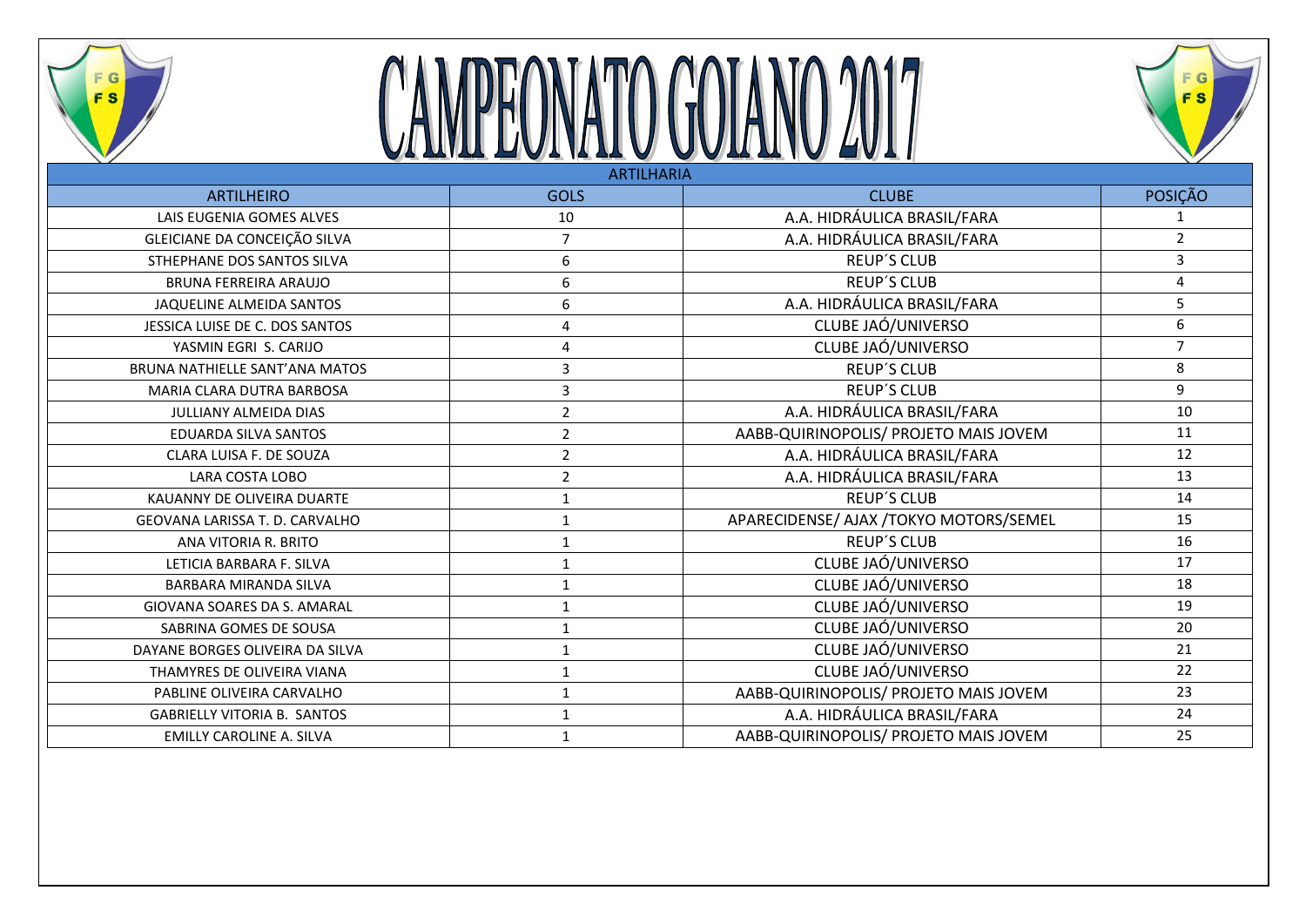# CAMPEONATO GOIANO 2017

| ARTILHARIA | | | |
|---|---|---|---|
| ARTILHEIRO | GOLS | CLUBE | POSIÇÃO |
| LAIS EUGENIA GOMES ALVES | 10 | A.A. HIDRÁULICA BRASIL/FARA | 1 |
| GLEICIANE DA CONCEIÇÃO SILVA | 7 | A.A. HIDRÁULICA BRASIL/FARA | 2 |
| STHEPHANE DOS SANTOS SILVA | 6 | REUP´S CLUB | 3 |
| BRUNA FERREIRA ARAUJO | 6 | REUP´S CLUB | 4 |
| JAQUELINE ALMEIDA SANTOS | 6 | A.A. HIDRÁULICA BRASIL/FARA | 5 |
| JESSICA LUISE DE C. DOS SANTOS | 4 | CLUBE JAÓ/UNIVERSO | 6 |
| YASMIN EGRI S. CARIJO | 4 | CLUBE JAÓ/UNIVERSO | 7 |
| BRUNA NATHIELLE SANT'ANA MATOS | 3 | REUP´S CLUB | 8 |
| MARIA CLARA DUTRA BARBOSA | 3 | REUP´S CLUB | 9 |
| JULLIANY ALMEIDA DIAS | 2 | A.A. HIDRÁULICA BRASIL/FARA | 10 |
| EDUARDA SILVA SANTOS | 2 | AABB-QUIRINOPOLIS/ PROJETO MAIS JOVEM | 11 |
| CLARA LUISA F. DE SOUZA | 2 | A.A. HIDRÁULICA BRASIL/FARA | 12 |
| LARA COSTA LOBO | 2 | A.A. HIDRÁULICA BRASIL/FARA | 13 |
| KAUANNY DE OLIVEIRA DUARTE | 1 | REUP´S CLUB | 14 |
| GEOVANA LARISSA T. D. CARVALHO | 1 | APARECIDENSE/ AJAX /TOKYO MOTORS/SEMEL | 15 |
| ANA VITORIA R. BRITO | 1 | REUP´S CLUB | 16 |
| LETICIA BARBARA F. SILVA | 1 | CLUBE JAÓ/UNIVERSO | 17 |
| BARBARA MIRANDA SILVA | 1 | CLUBE JAÓ/UNIVERSO | 18 |
| GIOVANA SOARES DA S. AMARAL | 1 | CLUBE JAÓ/UNIVERSO | 19 |
| SABRINA GOMES DE SOUSA | 1 | CLUBE JAÓ/UNIVERSO | 20 |
| DAYANE BORGES OLIVEIRA DA SILVA | 1 | CLUBE JAÓ/UNIVERSO | 21 |
| THAMYRES DE OLIVEIRA VIANA | 1 | CLUBE JAÓ/UNIVERSO | 22 |
| PABLINE OLIVEIRA CARVALHO | 1 | AABB-QUIRINOPOLIS/ PROJETO MAIS JOVEM | 23 |
| GABRIELLY VITORIA B. SANTOS | 1 | A.A. HIDRÁULICA BRASIL/FARA | 24 |
| EMILLY CAROLINE A. SILVA | 1 | AABB-QUIRINOPOLIS/ PROJETO MAIS JOVEM | 25 |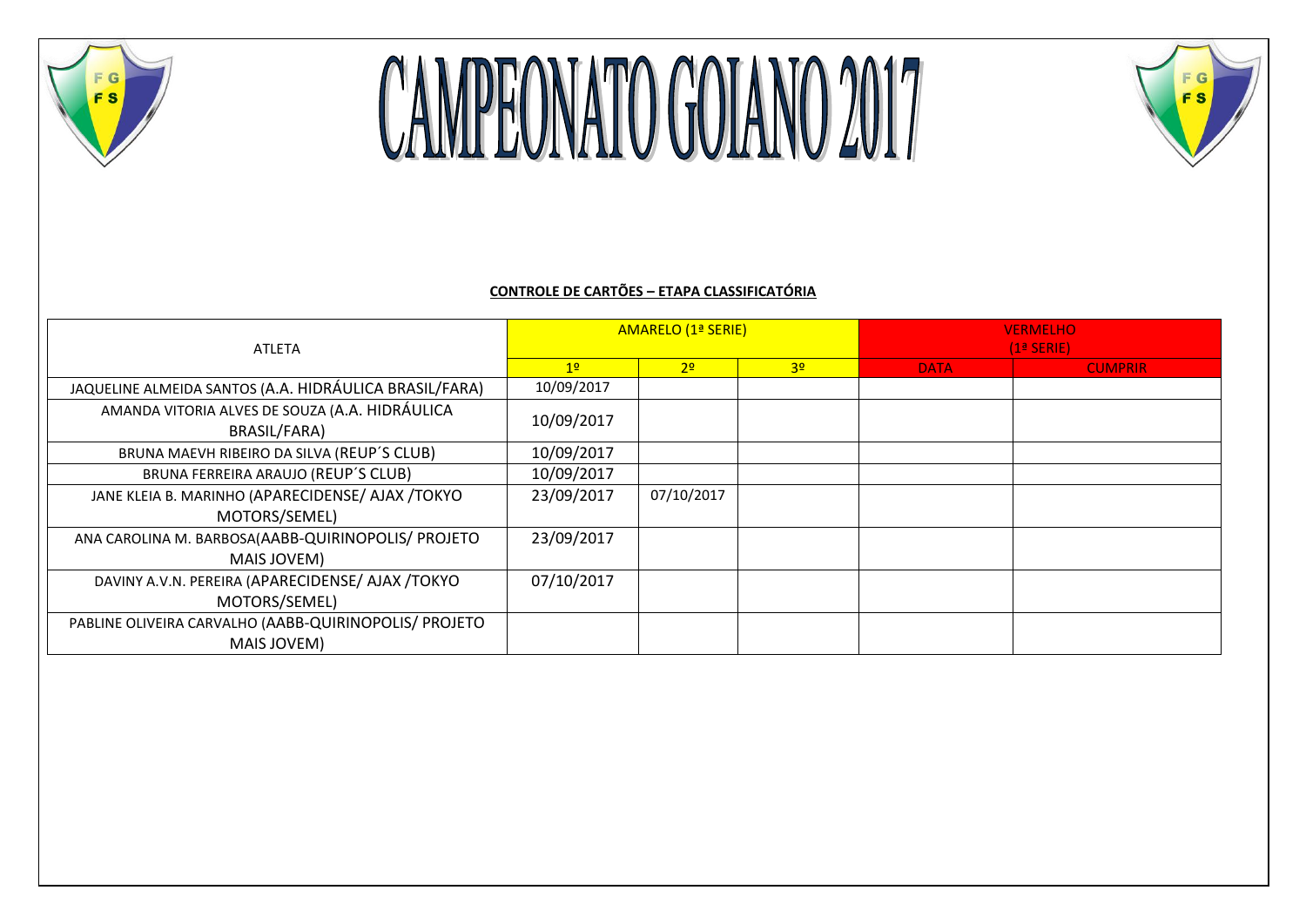# CAMPEONATO GOIANO 2017

**CONTROLE DE CARTÕES – ETAPA CLASSIFICATÓRIA**

| ATLETA | AMARELO (1ª SERIE) | | | VERMELHO (1ª SERIE) | |
|---|---|---|---|---|---|
| | 1º | 2º | 3º | DATA | CUMPRIR |
| JAQUELINE ALMEIDA SANTOS (A.A. HIDRÁULICA BRASIL/FARA) | 10/09/2017 | | | | |
| AMANDA VITORIA ALVES DE SOUZA (A.A. HIDRÁULICA BRASIL/FARA) | 10/09/2017 | | | | |
| BRUNA MAEVH RIBEIRO DA SILVA (REUP´S CLUB) | 10/09/2017 | | | | |
| BRUNA FERREIRA ARAUJO (REUP´S CLUB) | 10/09/2017 | | | | |
| JANE KLEIA B. MARINHO (APARECIDENSE/ AJAX /TOKYO MOTORS/SEMEL) | 23/09/2017 | 07/10/2017 | | | |
| ANA CAROLINA M. BARBOSA(AABB-QUIRINOPOLIS/ PROJETO MAIS JOVEM) | 23/09/2017 | | | | |
| DAVINY A.V.N. PEREIRA (APARECIDENSE/ AJAX /TOKYO MOTORS/SEMEL) | 07/10/2017 | | | | |
| PABLINE OLIVEIRA CARVALHO (AABB-QUIRINOPOLIS/ PROJETO MAIS JOVEM) | | | | | |